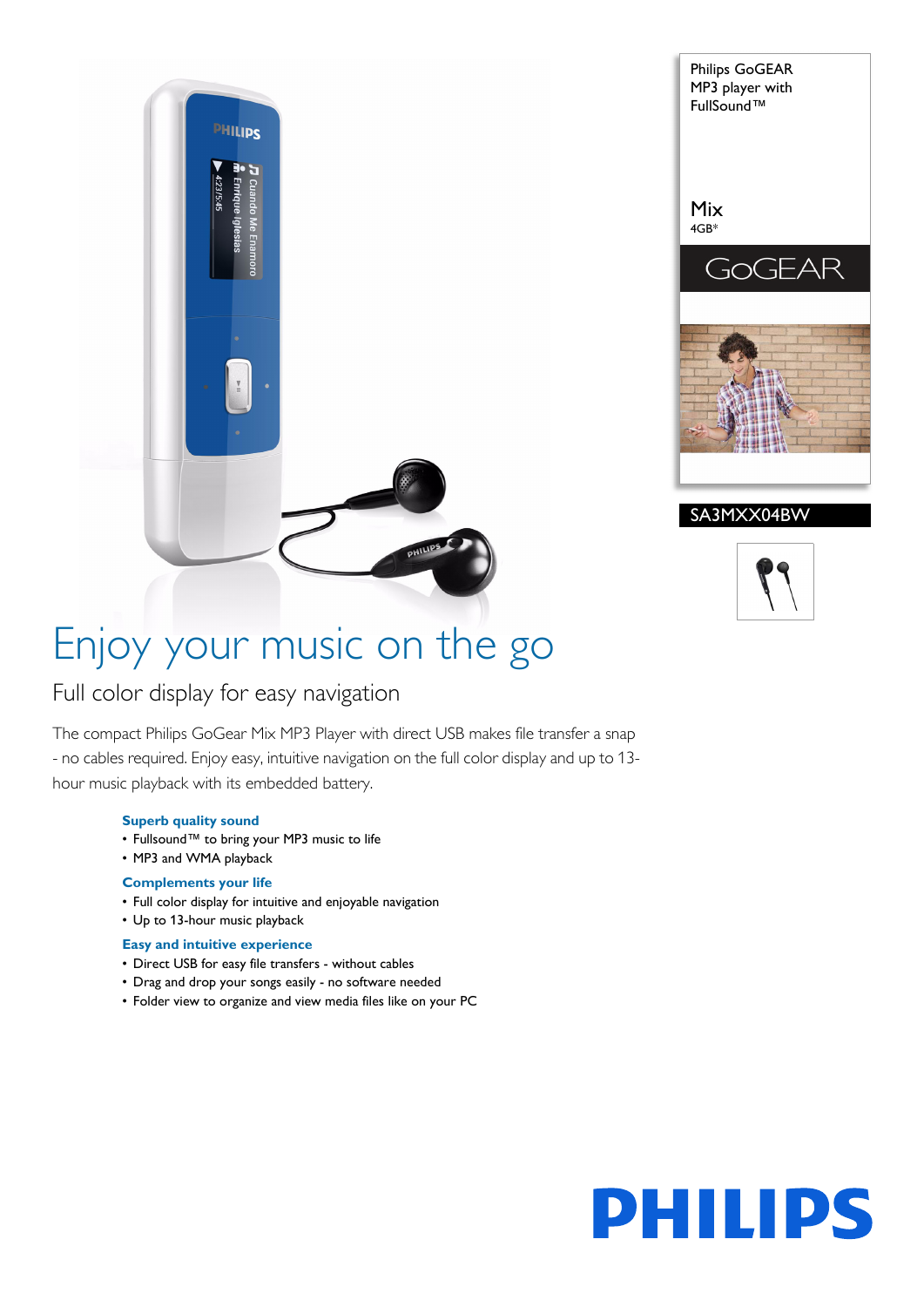Philips GoGEAR MP3 player with FullSound™

Mix
4GB*

GoGEAR

SA3MXX04BW

# Enjoy your music on the go

## Full color display for easy navigation

The compact Philips GoGear Mix MP3 Player with direct USB makes file transfer a snap - no cables required. Enjoy easy, intuitive navigation on the full color display and up to 13-hour music playback with its embedded battery.

**Superb quality sound**
- Fullsound™ to bring your MP3 music to life
- MP3 and WMA playback

**Complements your life**
- Full color display for intuitive and enjoyable navigation
- Up to 13-hour music playback

**Easy and intuitive experience**
- Direct USB for easy file transfers - without cables
- Drag and drop your songs easily - no software needed
- Folder view to organize and view media files like on your PC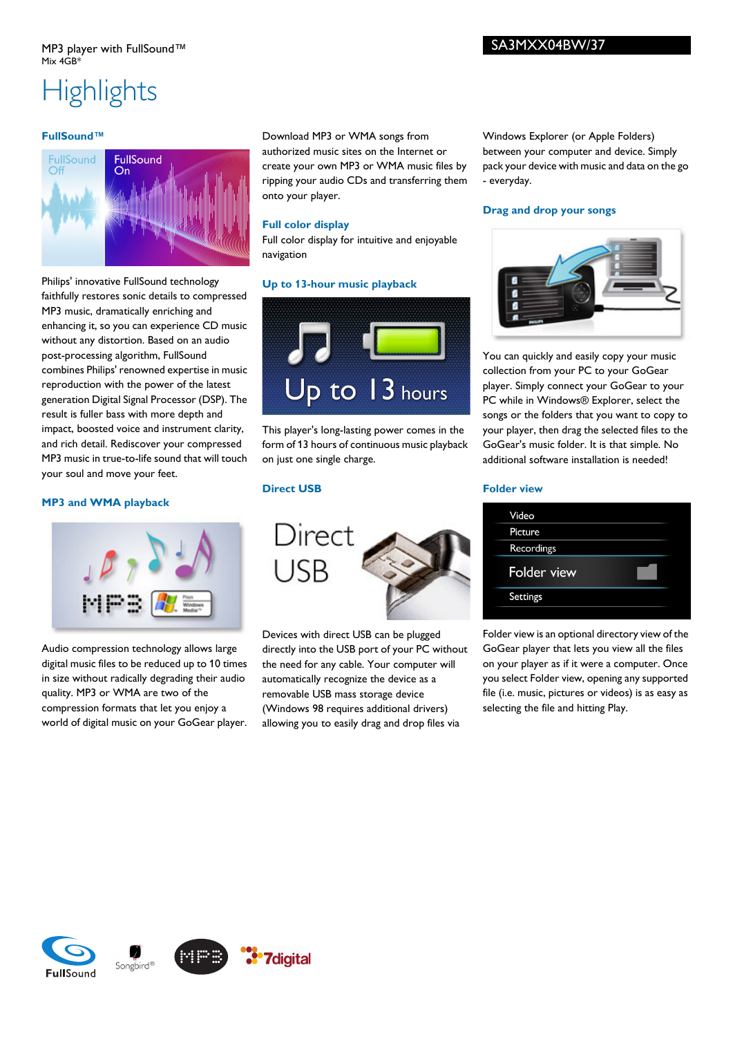MP3 player with FullSound™
Mix 4GB*

SA3MXX04BW/37

# Highlights

### FullSound™

Philips' innovative FullSound technology faithfully restores sonic details to compressed MP3 music, dramatically enriching and enhancing it, so you can experience CD music without any distortion. Based on an audio post-processing algorithm, FullSound combines Philips' renowned expertise in music reproduction with the power of the latest generation Digital Signal Processor (DSP). The result is fuller bass with more depth and impact, boosted voice and instrument clarity, and rich detail. Rediscover your compressed MP3 music in true-to-life sound that will touch your soul and move your feet.

### MP3 and WMA playback

Audio compression technology allows large digital music files to be reduced up to 10 times in size without radically degrading their audio quality. MP3 or WMA are two of the compression formats that let you enjoy a world of digital music on your GoGear player. Download MP3 or WMA songs from authorized music sites on the Internet or create your own MP3 or WMA music files by ripping your audio CDs and transferring them onto your player.

### Full color display

Full color display for intuitive and enjoyable navigation

### Up to 13-hour music playback

This player's long-lasting power comes in the form of 13 hours of continuous music playback on just one single charge.

### Direct USB

Devices with direct USB can be plugged directly into the USB port of your PC without the need for any cable. Your computer will automatically recognize the device as a removable USB mass storage device (Windows 98 requires additional drivers) allowing you to easily drag and drop files via Windows Explorer (or Apple Folders) between your computer and device. Simply pack your device with music and data on the go - everyday.

### Drag and drop your songs

You can quickly and easily copy your music collection from your PC to your GoGear player. Simply connect your GoGear to your PC while in Windows® Explorer, select the songs or the folders that you want to copy to your player, then drag the selected files to the GoGear's music folder. It is that simple. No additional software installation is needed!

### Folder view

Folder view is an optional directory view of the GoGear player that lets you view all the files on your player as if it were a computer. Once you select Folder view, opening any supported file (i.e. music, pictures or videos) is as easy as selecting the file and hitting Play.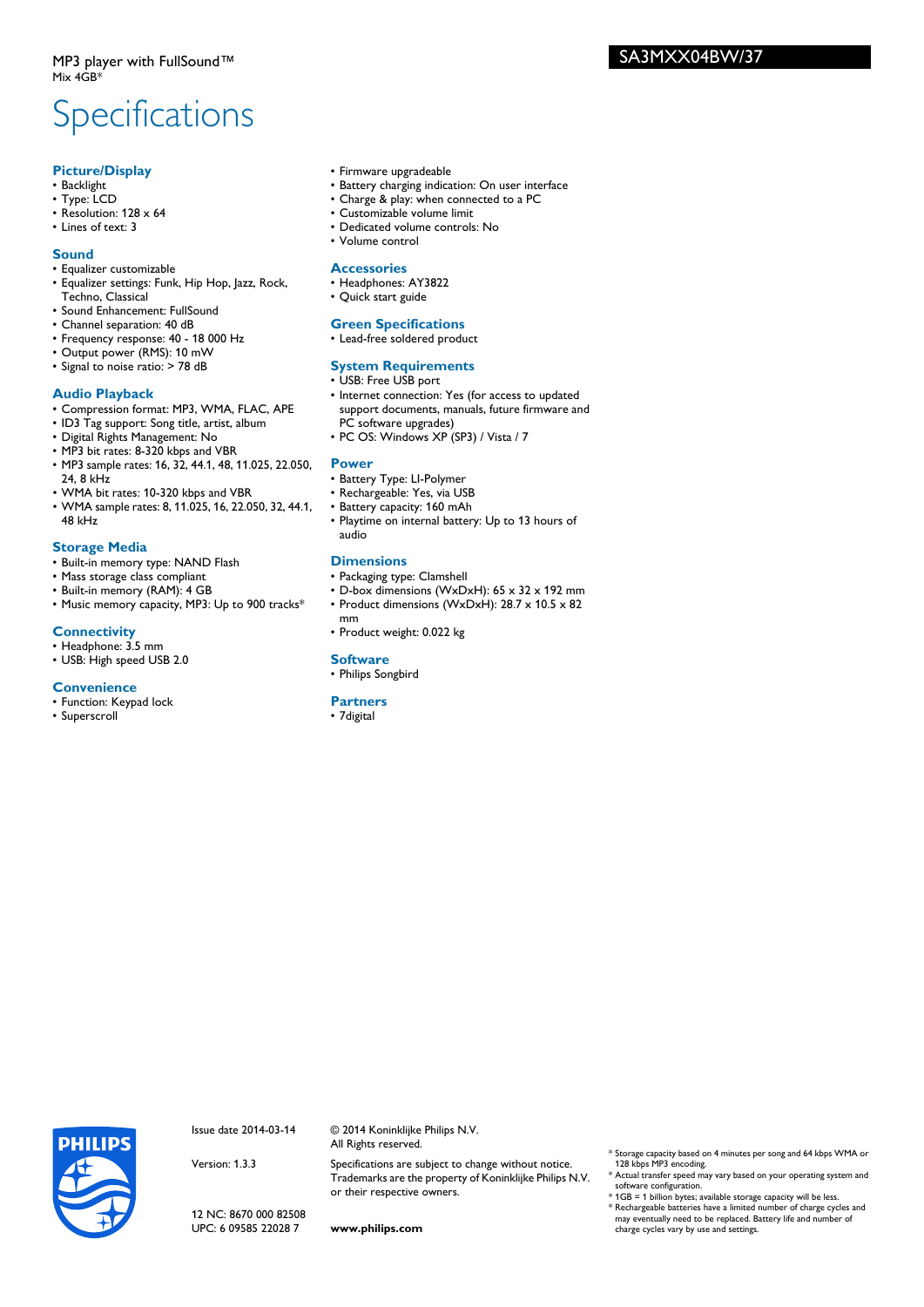MP3 player with FullSound™
Mix 4GB*

SA3MXX04BW/37

# Specifications

## Picture/Display
- Backlight
- Type: LCD
- Resolution: 128 x 64
- Lines of text: 3

## Sound
- Equalizer customizable
- Equalizer settings: Funk, Hip Hop, Jazz, Rock, Techno, Classical
- Sound Enhancement: FullSound
- Channel separation: 40 dB
- Frequency response: 40 - 18 000 Hz
- Output power (RMS): 10 mW
- Signal to noise ratio: > 78 dB

## Audio Playback
- Compression format: MP3, WMA, FLAC, APE
- ID3 Tag support: Song title, artist, album
- Digital Rights Management: No
- MP3 bit rates: 8-320 kbps and VBR
- MP3 sample rates: 16, 32, 44.1, 48, 11.025, 22.050, 24, 8 kHz
- WMA bit rates: 10-320 kbps and VBR
- WMA sample rates: 8, 11.025, 16, 22.050, 32, 44.1, 48 kHz

## Storage Media
- Built-in memory type: NAND Flash
- Mass storage class compliant
- Built-in memory (RAM): 4 GB
- Music memory capacity, MP3: Up to 900 tracks*

## Connectivity
- Headphone: 3.5 mm
- USB: High speed USB 2.0

## Convenience
- Function: Keypad lock
- Superscroll
- Firmware upgradeable
- Battery charging indication: On user interface
- Charge & play: when connected to a PC
- Customizable volume limit
- Dedicated volume controls: No
- Volume control

## Accessories
- Headphones: AY3822
- Quick start guide

## Green Specifications
- Lead-free soldered product

## System Requirements
- USB: Free USB port
- Internet connection: Yes (for access to updated support documents, manuals, future firmware and PC software upgrades)
- PC OS: Windows XP (SP3) / Vista / 7

## Power
- Battery Type: LI-Polymer
- Rechargeable: Yes, via USB
- Battery capacity: 160 mAh
- Playtime on internal battery: Up to 13 hours of audio

## Dimensions
- Packaging type: Clamshell
- D-box dimensions (WxDxH): 65 x 32 x 192 mm
- Product dimensions (WxDxH): 28.7 x 10.5 x 82 mm
- Product weight: 0.022 kg

## Software
- Philips Songbird

## Partners
- 7digital

Issue date 2014-03-14

Version: 1.3.3

12 NC: 8670 000 82508
UPC: 6 09585 22028 7

© 2014 Koninklijke Philips N.V.
All Rights reserved.

Specifications are subject to change without notice. Trademarks are the property of Koninklijke Philips N.V. or their respective owners.

**www.philips.com**

\* Storage capacity based on 4 minutes per song and 64 kbps WMA or 128 kbps MP3 encoding.
\* Actual transfer speed may vary based on your operating system and software configuration.
\* 1GB = 1 billion bytes; available storage capacity will be less.
\* Rechargeable batteries have a limited number of charge cycles and may eventually need to be replaced. Battery life and number of charge cycles vary by use and settings.